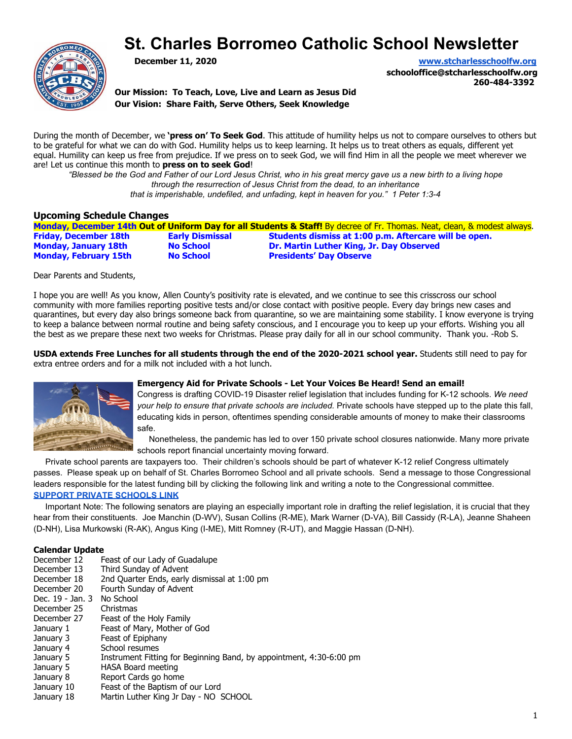# St. Charles Borromeo Catholic School Newsletter

**December 11, 2020**

**www.stcharlesschoolfw.org**
**schooloffice@stcharlesschoolfw.org**
**260-484-3392**

**Our Mission: To Teach, Love, Live and Learn as Jesus Did**
**Our Vision: Share Faith, Serve Others, Seek Knowledge**

During the month of December, we **'press on' To Seek God**. This attitude of humility helps us not to compare ourselves to others but to be grateful for what we can do with God. Humility helps us to keep learning. It helps us to treat others as equals, different yet equal. Humility can keep us free from prejudice. If we press on to seek God, we will find Him in all the people we meet wherever we are! Let us continue this month to **press on to seek God**!

*"Blessed be the God and Father of our Lord Jesus Christ, who in his great mercy gave us a new birth to a living hope through the resurrection of Jesus Christ from the dead, to an inheritance that is imperishable, undefiled, and unfading, kept in heaven for you." 1 Peter 1:3-4*

## Upcoming Schedule Changes

**Monday, December 14th** **Out of Uniform Day for all Students & Staff!** By decree of Fr. Thomas. Neat, clean, & modest always.

| | | |
|---|---|---|
| **Friday, December 18th** | **Early Dismissal** | **Students dismiss at 1:00 p.m. Aftercare will be open.** |
| **Monday, January 18th** | **No School** | **Dr. Martin Luther King, Jr. Day Observed** |
| **Monday, February 15th** | **No School** | **Presidents' Day Observe** |

Dear Parents and Students,

I hope you are well! As you know, Allen County's positivity rate is elevated, and we continue to see this crisscross our school community with more families reporting positive tests and/or close contact with positive people. Every day brings new cases and quarantines, but every day also brings someone back from quarantine, so we are maintaining some stability. I know everyone is trying to keep a balance between normal routine and being safety conscious, and I encourage you to keep up your efforts. Wishing you all the best as we prepare these next two weeks for Christmas. Please pray daily for all in our school community. Thank you. -Rob S.

**USDA extends Free Lunches for all students through the end of the 2020-2021 school year.** Students still need to pay for extra entree orders and for a milk not included with a hot lunch.

**Emergency Aid for Private Schools - Let Your Voices Be Heard! Send an email!**

Congress is drafting COVID-19 Disaster relief legislation that includes funding for K-12 schools. *We need your help to ensure that private schools are included.* Private schools have stepped up to the plate this fall, educating kids in person, oftentimes spending considerable amounts of money to make their classrooms safe.

Nonetheless, the pandemic has led to over 150 private school closures nationwide. Many more private schools report financial uncertainty moving forward.

Private school parents are taxpayers too. Their children's schools should be part of whatever K-12 relief Congress ultimately passes. Please speak up on behalf of St. Charles Borromeo School and all private schools. Send a message to those Congressional leaders responsible for the latest funding bill by clicking the following link and writing a note to the Congressional committee.

**SUPPORT PRIVATE SCHOOLS LINK**

Important Note: The following senators are playing an especially important role in drafting the relief legislation, it is crucial that they hear from their constituents. Joe Manchin (D-WV), Susan Collins (R-ME), Mark Warner (D-VA), Bill Cassidy (R-LA), Jeanne Shaheen (D-NH), Lisa Murkowski (R-AK), Angus King (I-ME), Mitt Romney (R-UT), and Maggie Hassan (D-NH).

## Calendar Update

| | |
|---|---|
| December 12 | Feast of our Lady of Guadalupe |
| December 13 | Third Sunday of Advent |
| December 18 | 2nd Quarter Ends, early dismissal at 1:00 pm |
| December 20 | Fourth Sunday of Advent |
| Dec. 19 - Jan. 3 | No School |
| December 25 | Christmas |
| December 27 | Feast of the Holy Family |
| January 1 | Feast of Mary, Mother of God |
| January 3 | Feast of Epiphany |
| January 4 | School resumes |
| January 5 | Instrument Fitting for Beginning Band, by appointment, 4:30-6:00 pm |
| January 5 | HASA Board meeting |
| January 8 | Report Cards go home |
| January 10 | Feast of the Baptism of our Lord |
| January 18 | Martin Luther King Jr Day - NO SCHOOL |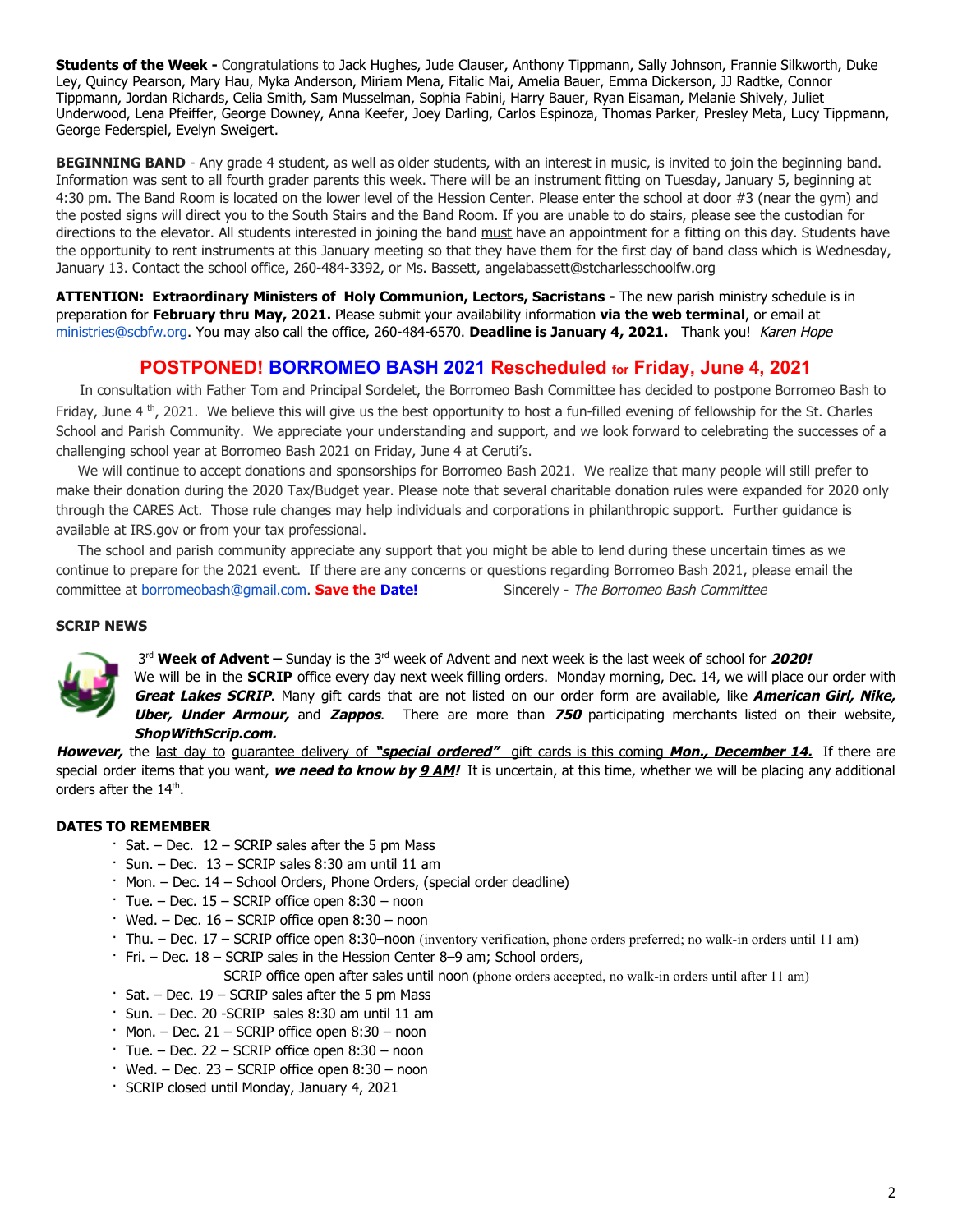**Students of the Week -** Congratulations to Jack Hughes, Jude Clauser, Anthony Tippmann, Sally Johnson, Frannie Silkworth, Duke Ley, Quincy Pearson, Mary Hau, Myka Anderson, Miriam Mena, Fitalic Mai, Amelia Bauer, Emma Dickerson, JJ Radtke, Connor Tippmann, Jordan Richards, Celia Smith, Sam Musselman, Sophia Fabini, Harry Bauer, Ryan Eisaman, Melanie Shively, Juliet Underwood, Lena Pfeiffer, George Downey, Anna Keefer, Joey Darling, Carlos Espinoza, Thomas Parker, Presley Meta, Lucy Tippmann, George Federspiel, Evelyn Sweigert.

**BEGINNING BAND** - Any grade 4 student, as well as older students, with an interest in music, is invited to join the beginning band. Information was sent to all fourth grader parents this week. There will be an instrument fitting on Tuesday, January 5, beginning at 4:30 pm. The Band Room is located on the lower level of the Hession Center. Please enter the school at door #3 (near the gym) and the posted signs will direct you to the South Stairs and the Band Room. If you are unable to do stairs, please see the custodian for directions to the elevator. All students interested in joining the band must have an appointment for a fitting on this day. Students have the opportunity to rent instruments at this January meeting so that they have them for the first day of band class which is Wednesday, January 13. Contact the school office, 260-484-3392, or Ms. Bassett, angelabassett@stcharlesschoolfw.org

**ATTENTION: Extraordinary Ministers of Holy Communion, Lectors, Sacristans -** The new parish ministry schedule is in preparation for **February thru May, 2021.** Please submit your availability information **via the web terminal**, or email at ministries@scbfw.org. You may also call the office, 260-484-6570. **Deadline is January 4, 2021.** Thank you! *Karen Hope*

## POSTPONED! BORROMEO BASH 2021 Rescheduled for Friday, June 4, 2021

In consultation with Father Tom and Principal Sordelet, the Borromeo Bash Committee has decided to postpone Borromeo Bash to Friday, June 4th, 2021. We believe this will give us the best opportunity to host a fun-filled evening of fellowship for the St. Charles School and Parish Community. We appreciate your understanding and support, and we look forward to celebrating the successes of a challenging school year at Borromeo Bash 2021 on Friday, June 4 at Ceruti's.

We will continue to accept donations and sponsorships for Borromeo Bash 2021. We realize that many people will still prefer to make their donation during the 2020 Tax/Budget year. Please note that several charitable donation rules were expanded for 2020 only through the CARES Act. Those rule changes may help individuals and corporations in philanthropic support. Further guidance is available at IRS.gov or from your tax professional.

The school and parish community appreciate any support that you might be able to lend during these uncertain times as we continue to prepare for the 2021 event. If there are any concerns or questions regarding Borromeo Bash 2021, please email the committee at borromeobash@gmail.com. **Save the Date!** Sincerely - *The Borromeo Bash Committee*

**SCRIP NEWS**

3rd **Week of Advent –** Sunday is the 3rd week of Advent and next week is the last week of school for ***2020!*** We will be in the **SCRIP** office every day next week filling orders. Monday morning, Dec. 14, we will place our order with ***Great Lakes SCRIP***. Many gift cards that are not listed on our order form are available, like ***American Girl, Nike, Uber, Under Armour,*** and ***Zappos***. There are more than ***750*** participating merchants listed on their website, ***ShopWithScrip.com.***

***However,*** the last day to guarantee delivery of ***"special ordered"*** gift cards is this coming ***Mon., December 14.*** If there are special order items that you want, ***we need to know by 9 AM!*** It is uncertain, at this time, whether we will be placing any additional orders after the 14th.

**DATES TO REMEMBER**

- Sat. – Dec. 12 – SCRIP sales after the 5 pm Mass
- Sun. – Dec. 13 – SCRIP sales 8:30 am until 11 am
- Mon. – Dec. 14 – School Orders, Phone Orders, (special order deadline)
- Tue. – Dec. 15 – SCRIP office open 8:30 – noon
- Wed. – Dec. 16 – SCRIP office open 8:30 – noon
- Thu. – Dec. 17 – SCRIP office open 8:30–noon (inventory verification, phone orders preferred; no walk-in orders until 11 am)
- Fri. – Dec. 18 – SCRIP sales in the Hession Center 8–9 am; School orders, SCRIP office open after sales until noon (phone orders accepted, no walk-in orders until after 11 am)
- Sat. – Dec. 19 – SCRIP sales after the 5 pm Mass
- Sun. – Dec. 20 -SCRIP sales 8:30 am until 11 am
- Mon. – Dec. 21 – SCRIP office open 8:30 – noon
- Tue. – Dec. 22 – SCRIP office open 8:30 – noon
- Wed. – Dec. 23 – SCRIP office open 8:30 – noon
- SCRIP closed until Monday, January 4, 2021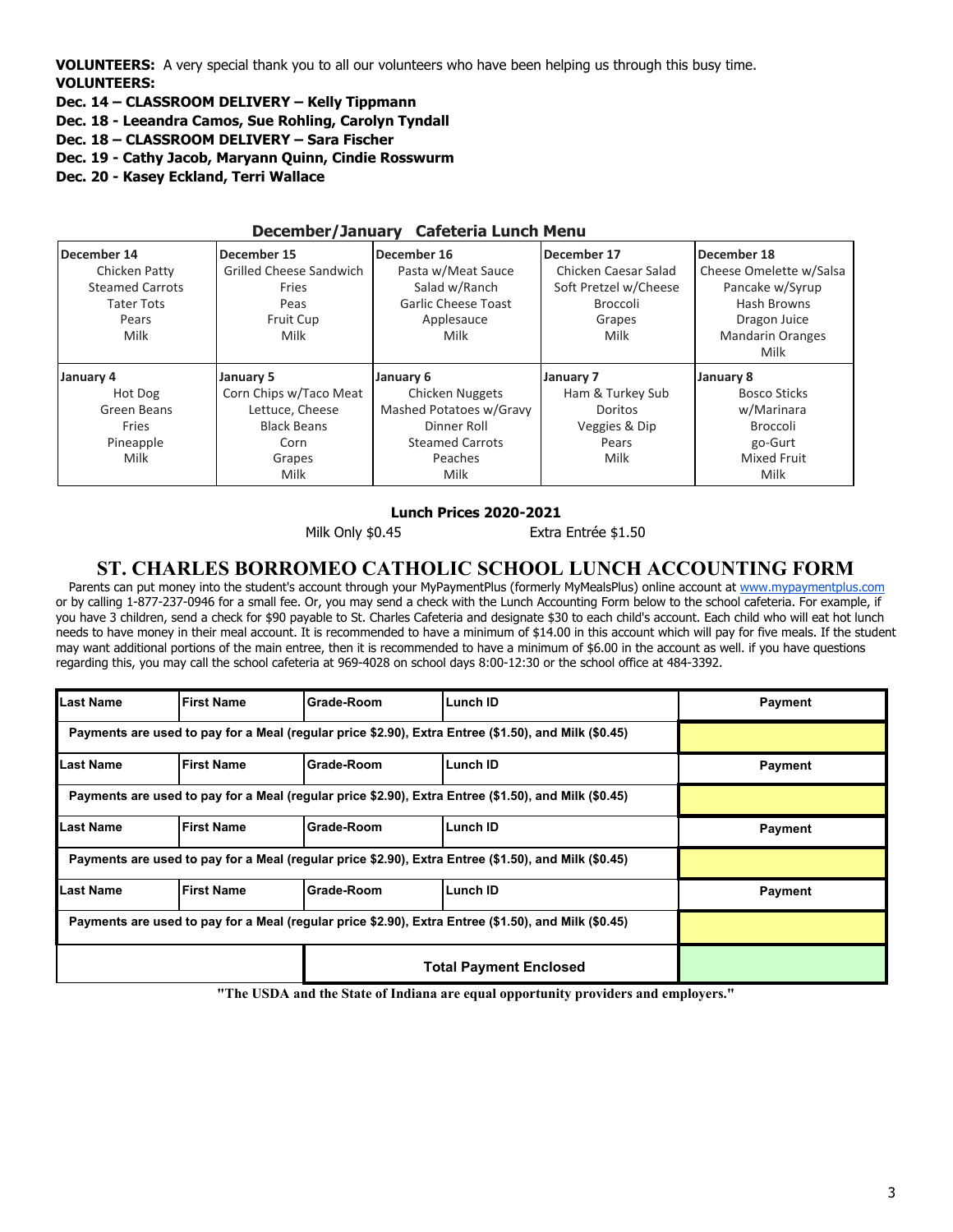**VOLUNTEERS:** A very special thank you to all our volunteers who have been helping us through this busy time.

**VOLUNTEERS:**

**Dec. 14 – CLASSROOM DELIVERY – Kelly Tippmann**

**Dec. 18 - Leeandra Camos, Sue Rohling, Carolyn Tyndall**

**Dec. 18 – CLASSROOM DELIVERY – Sara Fischer**

**Dec. 19 - Cathy Jacob, Maryann Quinn, Cindie Rosswurm**

**Dec. 20 - Kasey Eckland, Terri Wallace**

## December/January Cafeteria Lunch Menu

| December 14 | December 15 | December 16 | December 17 | December 18 |
|---|---|---|---|---|
| Chicken Patty<br>Steamed Carrots<br>Tater Tots<br>Pears<br>Milk | Grilled Cheese Sandwich<br>Fries<br>Peas<br>Fruit Cup<br>Milk | Pasta w/Meat Sauce<br>Salad w/Ranch<br>Garlic Cheese Toast<br>Applesauce<br>Milk | Chicken Caesar Salad<br>Soft Pretzel w/Cheese<br>Broccoli<br>Grapes<br>Milk | Cheese Omelette w/Salsa<br>Pancake w/Syrup<br>Hash Browns<br>Dragon Juice<br>Mandarin Oranges<br>Milk |
| **January 4**<br>Hot Dog<br>Green Beans<br>Fries<br>Pineapple<br>Milk | **January 5**<br>Corn Chips w/Taco Meat<br>Lettuce, Cheese<br>Black Beans<br>Corn<br>Grapes<br>Milk | **January 6**<br>Chicken Nuggets<br>Mashed Potatoes w/Gravy<br>Dinner Roll<br>Steamed Carrots<br>Peaches<br>Milk | **January 7**<br>Ham & Turkey Sub<br>Doritos<br>Veggies & Dip<br>Pears<br>Milk | **January 8**<br>Bosco Sticks<br>w/Marinara<br>Broccoli<br>go-Gurt<br>Mixed Fruit<br>Milk |

**Lunch Prices 2020-2021**

Milk Only $0.45 Extra Entrée $1.50

# ST. CHARLES BORROMEO CATHOLIC SCHOOL LUNCH ACCOUNTING FORM

Parents can put money into the student's account through your MyPaymentPlus (formerly MyMealsPlus) online account at www.mypaymentplus.com or by calling 1-877-237-0946 for a small fee. Or, you may send a check with the Lunch Accounting Form below to the school cafeteria. For example, if you have 3 children, send a check for $90 payable to St. Charles Cafeteria and designate $30 to each child's account. Each child who will eat hot lunch needs to have money in their meal account. It is recommended to have a minimum of $14.00 in this account which will pay for five meals. If the student may want additional portions of the main entree, then it is recommended to have a minimum of $6.00 in the account as well. if you have questions regarding this, you may call the school cafeteria at 969-4028 on school days 8:00-12:30 or the school office at 484-3392.

| Last Name | First Name | Grade-Room | Lunch ID | Payment |
|---|---|---|---|---|
| Payments are used to pay for a Meal (regular price $2.90), Extra Entree ($1.50), and Milk ($0.45) | | | | |
| **Last Name** | **First Name** | **Grade-Room** | **Lunch ID** | **Payment** |
| Payments are used to pay for a Meal (regular price $2.90), Extra Entree ($1.50), and Milk ($0.45) | | | | |
| **Last Name** | **First Name** | **Grade-Room** | **Lunch ID** | **Payment** |
| Payments are used to pay for a Meal (regular price $2.90), Extra Entree ($1.50), and Milk ($0.45) | | | | |
| **Last Name** | **First Name** | **Grade-Room** | **Lunch ID** | **Payment** |
| Payments are used to pay for a Meal (regular price $2.90), Extra Entree ($1.50), and Milk ($0.45) | | | | |
| | | **Total Payment Enclosed** | | |

**"The USDA and the State of Indiana are equal opportunity providers and employers."**